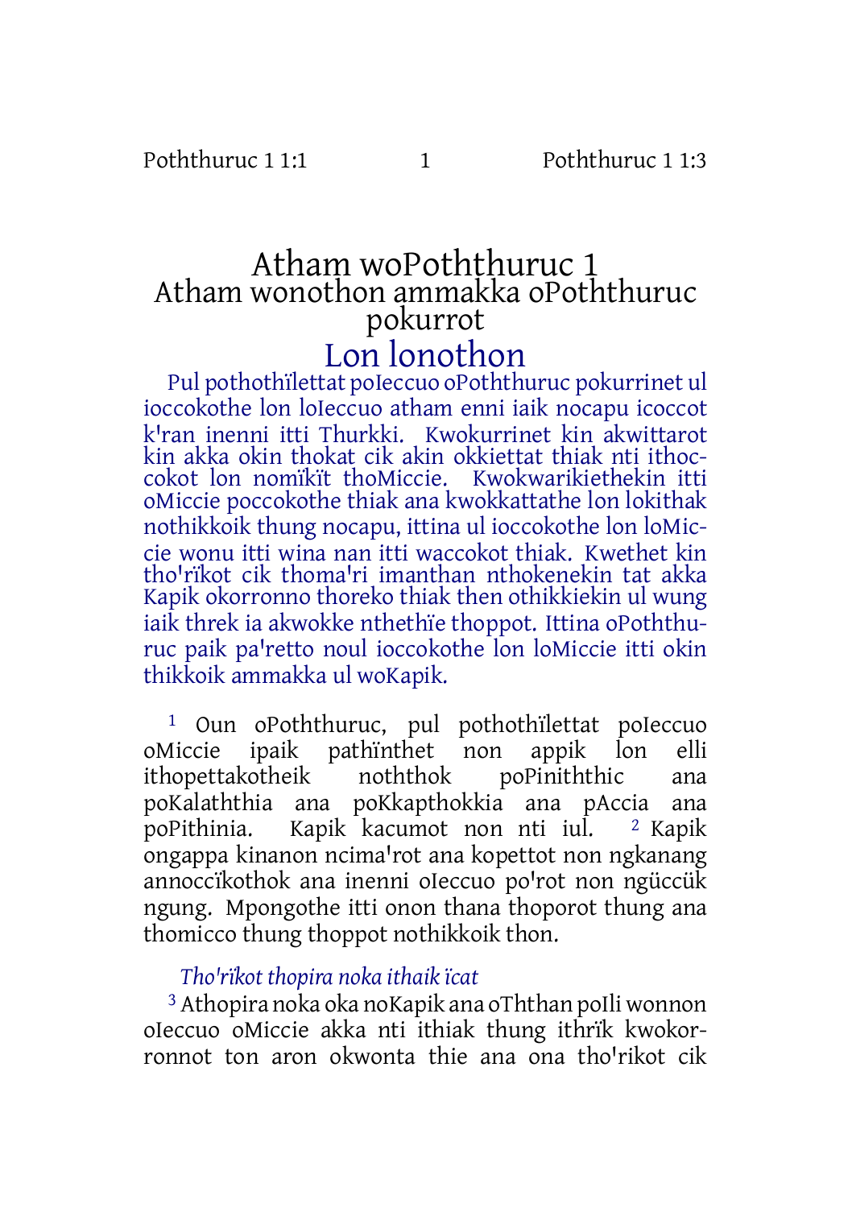# Atham woPoththuruc 1

## Atham wonothon ammakka oPoththuruc pokurrot

## Lon lonothon

Pul pothothïlettat poIeccuo oPoththuruc pokurrinet ul ioccokothe lon loIeccuo atham enni iaik nocapu icoccot k'ran inenni itti Thurkki. Kwokurrinet kin akwittarot kin akka okin thokat cik akin okkiettat thiak nti ithoccokot lon nomïkït thoMiccie. Kwokwarikiethekin itti oMiccie poccokothe thiak ana kwokkattathe lon lokithak nothikkoik thung nocapu, ittina ul ioccokothe lon loMiccie wonu itti wina nan itti waccokot thiak. Kwethet kin tho'rïkot cik thoma'ri imanthan nthokenekin tat akka Kapik okorronno thoreko thiak then othikkiekin ul wung iaik threk ia akwokke nthethïe thoppot. Ittina oPoththuruc paik pa'retto noul ioccokothe lon loMiccie itti okin thikkoik ammakka ul woKapik.

[1] Oun oPoththuruc, pul pothothïlettat poIeccuo oMiccie ipaik pathïnthet non appik lon elli ithopettakotheik noththok poPinithth ic ana poKalaththia ana poKkapthokkia ana pAccia ana poPithinia. Kapik kacumot non nti iul. [2] Kapik ongappa kinanon ncima'rot ana kopettot non ngkanang annoccïkothok ana inenni oIeccuo po'rot non ngüccük ngung. Mpongothe itti onon thana thoporot thung ana thomicco thung thoppot nothikkoik thon.

*Tho'rïkot thopira noka ithaik ïcat*

[3] Athopira noka oka noKapik ana oThthan poIli wonnon oIeccuo oMiccie akka nti ithiak thung ithrïk kwokorronnot ton aron okwonta thie ana ona tho'rikot cik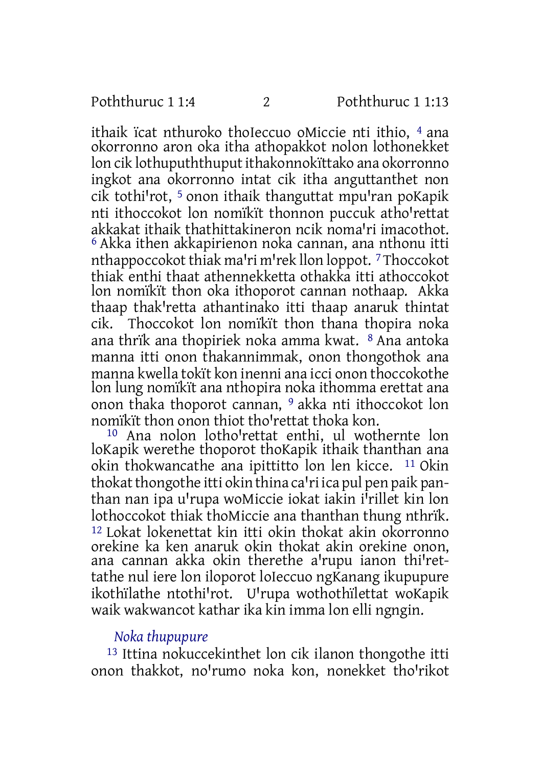ithaik ïcat nthuroko thoIeccuo oMiccie nti ithio, [4] ana okorronno aron oka itha athopakkot nolon lothonekket lon cik lothupuththuput ithakonnokïttako ana okorronno ingkot ana okorronno intat cik itha anguttanthet non cik tothi'rot, [5] onon ithaik thanguttat mpu'ran poKapik nti ithoccokot lon nomïkït thonnon puccuk atho'rettat akkakat ithaik thathittakineron ncik noma'ri imacothot. [6] Akka ithen akkapirienon noka cannan, ana nthonu itti nthappoccokot thiak ma'ri m'rek llon loppot. [7] Thoccokot thiak enthi thaat athennekketta othakka itti athoccokot lon nomïkït thon oka ithoporot cannan nothaap. Akka thaap thak'retta athantinako itti thaap anaruk thintat cik. Thoccokot lon nomïkït thon thana thopira noka ana thrïk ana thopiriek noka amma kwat. [8] Ana antoka manna itti onon thakannimmak, onon thongothok ana manna kwella tokït kon inenni ana icci onon thoccokothe lon lung nomïkït ana nthopira noka ithomma erettat ana onon thaka thoporot cannan, [9] akka nti ithoccokot lon nomïkït thon onon thiot tho'rettat thoka kon.

[10] Ana nolon lotho'rettat enthi, ul wothernte lon loKapik werethe thoporot thoKapik ithaik thanthan ana okin thokwancathe ana ipittitto lon len kicce. [11] Okin thokat thongothe itti okin thina ca'ri ica pul pen paik panthan nan ipa u'rupa woMiccie iokat iakin i'rillet kin lon lothoccokot thiak thoMiccie ana thanthan thung nthrïk. [12] Lokat lokenettat kin itti okin thokat akin okorronno orekine ka ken anaruk okin thokat akin orekine onon, ana cannan akka okin therethe a'rupu ianon thi'rettathe nul iere lon iloporot loIeccuo ngKanang ikupupure ikothïlathe ntothi'rot. U'rupa wothothïlettat woKapik waik wakwancot kathar ika kin imma lon elli ngngin.

### *Noka thupupure*

[13] Ittina nokuccekinthet lon cik ilanon thongothe itti onon thakkot, no'rumo noka kon, nonekket tho'rikot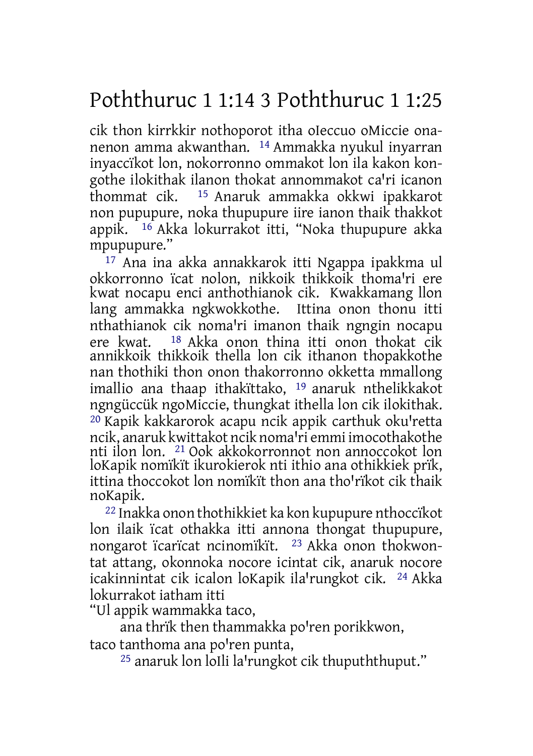cik thon kirrkkir nothoporot itha oIeccuo oMiccie onanenon amma akwanthan. [14] Ammakka nyukul inyarran inyaccïkot lon, nokorronno ommakot lon ila kakon kongothe ilokithak ilanon thokat annommakot ca'ri icanon thommat cik. [15] Anaruk ammakka okkwi ipakkarot non pupupure, noka thupupure iire ianon thaik thakkot appik. [16] Akka lokurrakot itti, “Noka thupupure akka mpupupure.”

[17] Ana ina akka annakkarok itti Ngappa ipakkma ul okkorronno ïcat nolon, nikkoik thikkoik thoma'ri ere kwat nocapu enci anthothianok cik. Kwakkamang llon lang ammakka ngkwokkothe. Ittina onon thonu itti nthathianok cik noma'ri imanon thaik ngngin nocapu ere kwat. [18] Akka onon thina itti onon thokat cik annikkoik thikkoik thella lon cik ithanon thopakkothe nan thothiki thon onon thakorronno okketta mmallong imallio ana thaap ithakïttako, [19] anaruk nthelikkakot ngngüccük ngoMiccie, thungkat ithella lon cik ilokithak. [20] Kapik kakkarorok acapu ncik appik carthuk oku'retta ncik, anaruk kwittakot ncik noma'ri emmi imocothakothe nti ilon lon. [21] Ook akkokorronnot non annoccokot lon loKapik nomïkït ikurokierok nti ithio ana othikkiek prïk, ittina thoccokot lon nomïkït thon ana tho'rïkot cik thaik noKapik.

[22] Inakka onon thothikkiet ka kon kupupure nthoccïkot lon ilaik ïcat othakka itti annona thongat thupupure, nongarot ïcarïcat ncinomïkït. [23] Akka onon thokwontat attang, okonnoka nocore icintat cik, anaruk nocore icakinnintat cik icalon loKapik ila'rungkot cik. [24] Akka lokurrakot iatham itti

“Ul appik wammakka taco,
    ana thrïk then thammakka po'ren porikkwon,
taco tanthoma ana po'ren punta,
    [25] anaruk lon loIli la'rungkot cik thupuththuput.”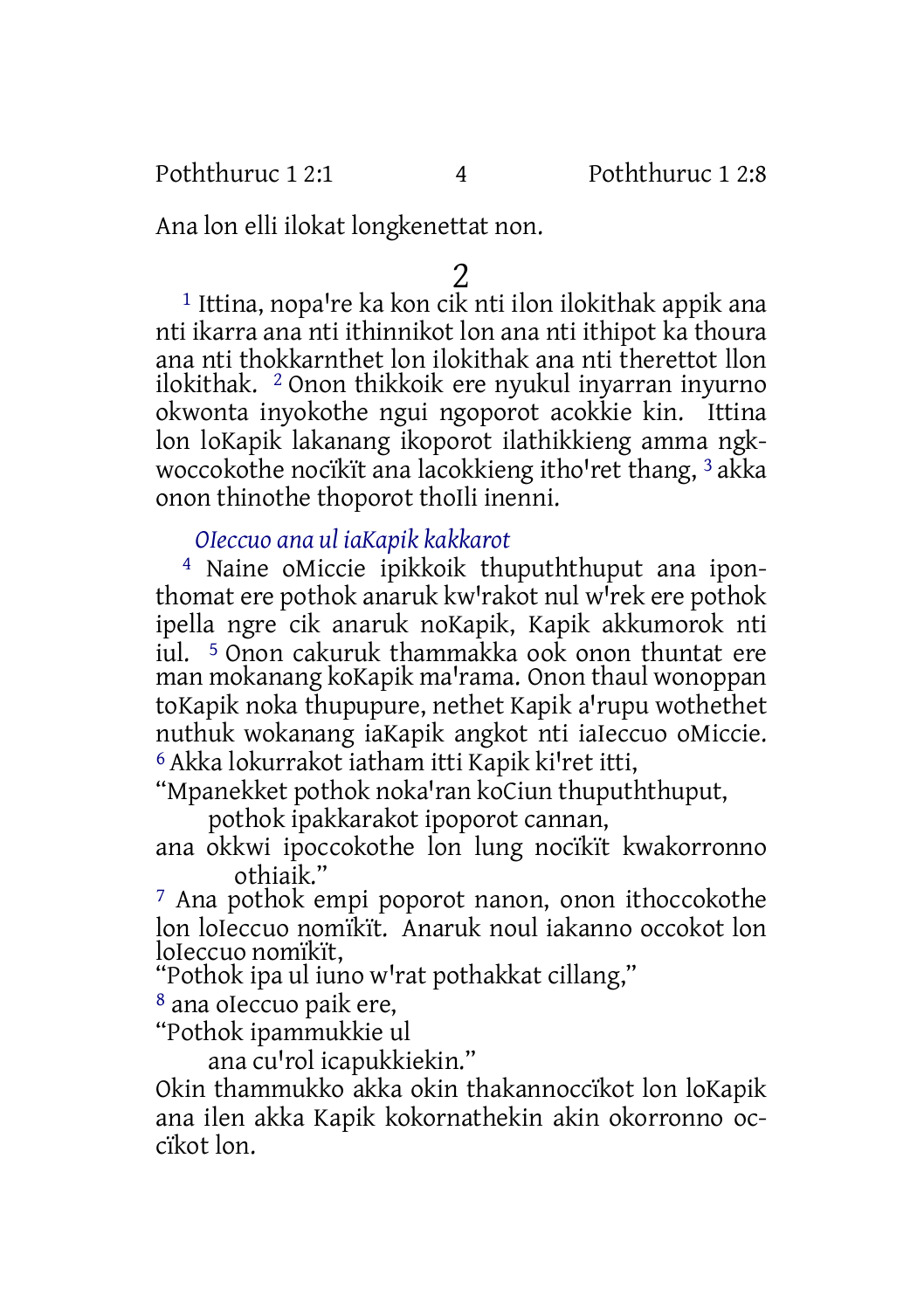Ana lon elli ilokat longkenettat non.

## 2

[1] Ittina, nopa're ka kon cik nti ilon ilokithak appik ana nti ikarra ana nti ithinnikot lon ana nti ithipot ka thoura ana nti thokkarnthet lon ilokithak ana nti therettot llon ilokithak. [2] Onon thikkoik ere nyukul inyarran inyurno okwonta inyokothe ngui ngoporot acokkie kin. Ittina lon loKapik lakanang ikoporot ilathikkieng amma ngkwoccokothe nocïkït ana lacokkieng itho'ret thang, [3] akka onon thinothe thoporot thoIli inenni.

### *OIeccuo ana ul iaKapik kakkarot*

[4] Naine oMiccie ipikkoik thupuththuput ana iponthomat ere pothok anaruk kw'rakot nul w'rek ere pothok ipella ngre cik anaruk noKapik, Kapik akkumorok nti iul. [5] Onon cakuruk thammakka ook onon thuntat ere man mokanang koKapik ma'rama. Onon thaul wonoppan toKapik noka thupupure, nethet Kapik a'rupu wothethet nuthuk wokanang iaKapik angkot nti iaIeccuo oMiccie. [6] Akka lokurrakot iatham itti Kapik ki'ret itti,

"Mpanekket pothok noka'ran koCiun thupuththuput,
pothok ipakkarakot ipoporot cannan,
ana okkwi ipoccokothe lon lung nocïkït kwakorronno othiaik."

[7] Ana pothok empi poporot nanon, onon ithoccokothe lon loIeccuo nomïkït. Anaruk noul iakanno occokot lon loIeccuo nomïkït,

"Pothok ipa ul iuno w'rat pothakkat cillang,"

[8] ana oIeccuo paik ere,

"Pothok ipammukkie ul
ana cu'rol icapukkiekin."

Okin thammukko akka okin thakannoccïkot lon loKapik ana ilen akka Kapik kokornathekin akin okorronno occïkot lon.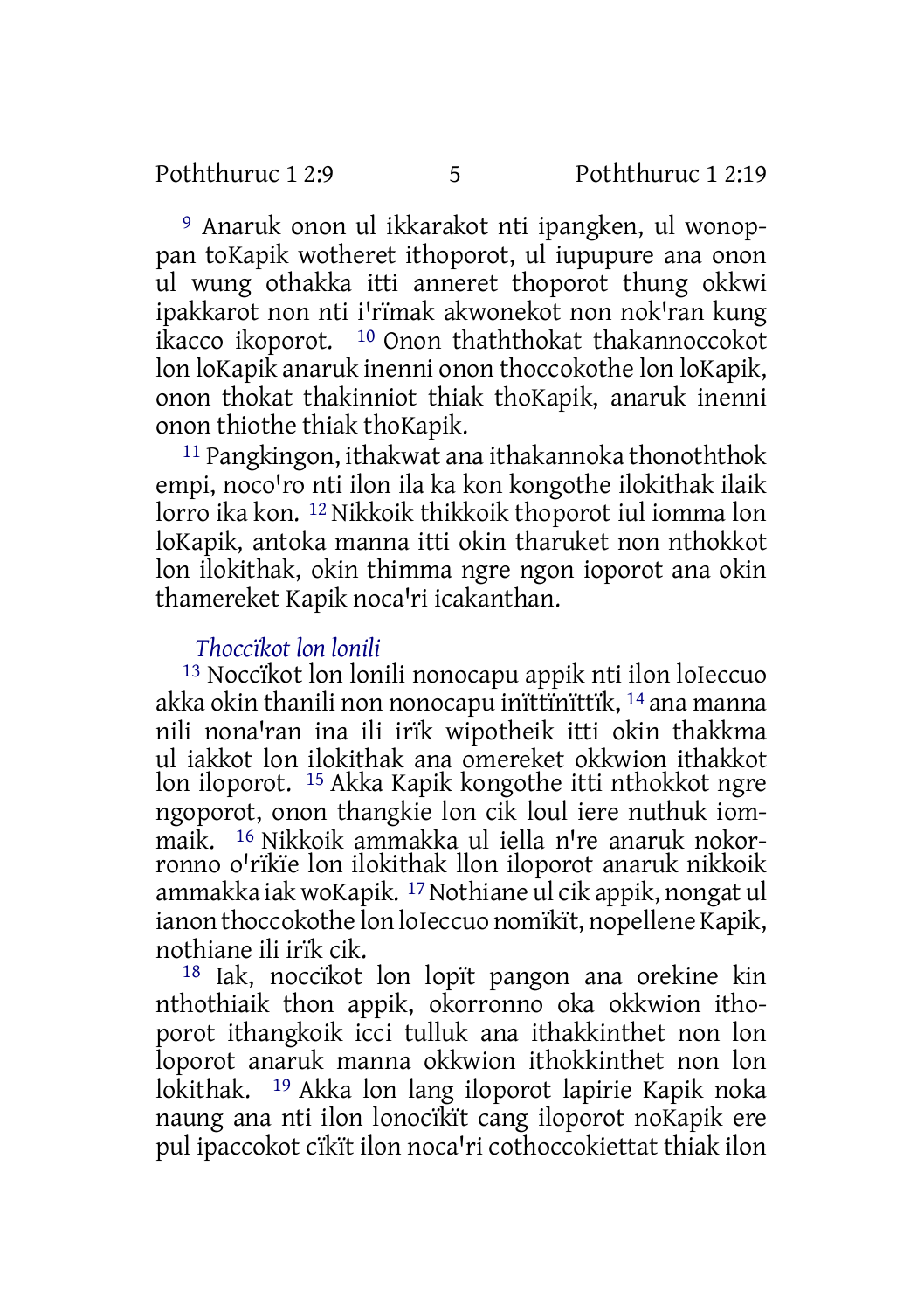[9] Anaruk onon ul ikkarakot nti ipangken, ul wonoppan toKapik wotheret ithoporot, ul iupupure ana onon ul wung othakka itti anneret thoporot thung okkwi ipakkarot non nti i'rïmak akwonekot non nok'ran kung ikacco ikoporot. [10] Onon thaththokat thakannoccokot lon loKapik anaruk inenni onon thoccokothe lon loKapik, onon thokat thakinniot thiak thoKapik, anaruk inenni onon thiothe thiak thoKapik.

[11] Pangkingon, ithakwat ana ithakannoka thonoththok empi, noco'ro nti ilon ila ka kon kongothe ilokithak ilaik lorro ika kon. [12] Nikkoik thikkoik thoporot iul iomma lon loKapik, antoka manna itti okin tharuket non nthokkot lon ilokithak, okin thimma ngre ngon ioporot ana okin thamereket Kapik noca'ri icakanthan.

*Thoccïkot lon lonili*

[13] Noccïkot lon lonili nonocapu appik nti ilon loIeccuo akka okin thanili non nonocapu inïttïnïttïk, [14] ana manna nili nona'ran ina ili irïk wipotheik itti okin thakkma ul iakkot lon ilokithak ana omereket okkwion ithakkot lon iloporot. [15] Akka Kapik kongothe itti nthokkot ngre ngoporot, onon thangkie lon cik loul iere nuthuk iommaik. [16] Nikkoik ammakka ul iella n're anaruk nokorronno o'rïkïe lon ilokithak llon iloporot anaruk nikkoik ammakka iak woKapik. [17] Nothiane ul cik appik, nongat ul ianon thoccokothe lon loIeccuo nomïkït, nopellene Kapik, nothiane ili irïk cik.

[18] Iak, noccïkot lon lopït pangon ana orekine kin nthothiaik thon appik, okorronno oka okkwion ithoporot ithangkoik icci tulluk ana ithakkinthet non lon loporot anaruk manna okkwion ithokkinthet non lon lokithak. [19] Akka lon lang iloporot lapirie Kapik noka naung ana nti ilon lonocïkït cang iloporot noKapik ere pul ipaccokot cïkït ilon noca'ri cothoccokiettat thiak ilon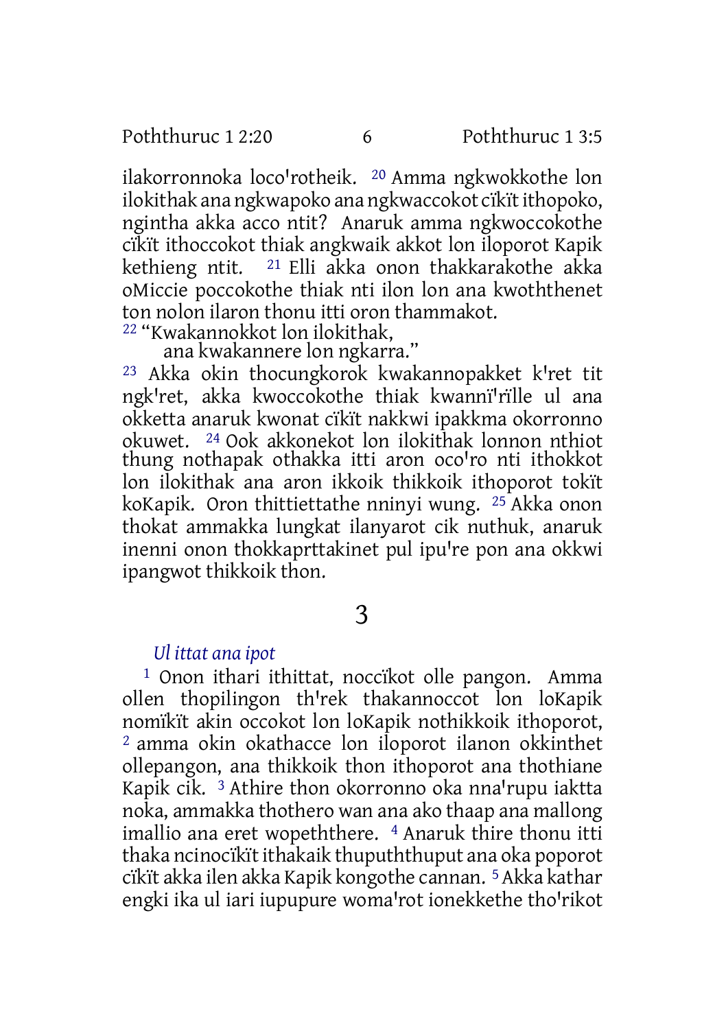ilakorronnoka loco'rotheik. [20] Amma ngkwokkothe lon ilokithak ana ngkwapoko ana ngkwaccokot cïkït ithopoko, ngintha akka acco ntit? Anaruk amma ngkwoccokothe cïkït ithoccokot thiak angkwaik akkot lon iloporot Kapik kethieng ntit. [21] Elli akka onon thakkarakothe akka oMiccie poccokothe thiak nti ilon lon ana kwoththenet ton nolon ilaron thonu itti oron thammakot.

[22] "Kwakannokkot lon ilokithak,
ana kwakannere lon ngkarra."

[23] Akka okin thocungkorok kwakannopakket k'ret tit ngk'ret, akka kwoccokothe thiak kwannï'rïlle ul ana okketta anaruk kwonat cïkït nakkwi ipakkma okorronno okuwet. [24] Ook akkonekot lon ilokithak lonnon nthiot thung nothapak othakka itti aron oco'ro nti ithokkot lon ilokithak ana aron ikkoik thikkoik ithoporot tokït koKapik. Oron thittiettathe nninyi wung. [25] Akka onon thokat ammakka lungkat ilanyarot cik nuthuk, anaruk inenni onon thokkaprttakinet pul ipu're pon ana okkwi ipangwot thikkoik thon.

# 3

*Ul ittat ana ipot*

[1] Onon ithari ithittat, noccïkot olle pangon. Amma ollen thopilingon th'rek thakannoccot lon loKapik nomïkït akin occokot lon loKapik nothikkoik ithoporot, [2] amma okin okathacce lon iloporot ilanon okkinthet ollepangon, ana thikkoik thon ithoporot ana thothiane Kapik cik. [3] Athire thon okorronno oka nna'rupu iaktta noka, ammakka thothero wan ana ako thaap ana mallong imallio ana eret wopeththere. [4] Anaruk thire thonu itti thaka ncinocïkït ithakaik thupuththuput ana oka poporot cïkït akka ilen akka Kapik kongothe cannan. [5] Akka kathar engki ika ul iari iupupure woma'rot ionekkethe tho'rikot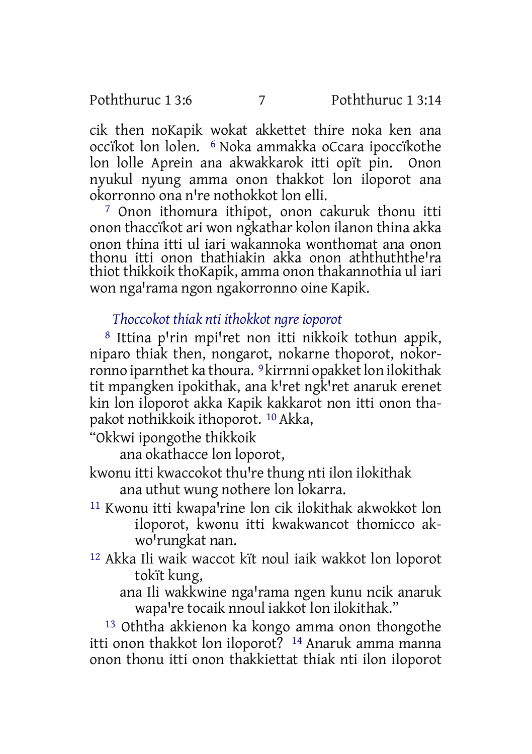cik then noKapik wokat akkettet thire noka ken ana occïkot lon lolen. [6] Noka ammakka oCcara ipoccïkothe lon lolle Aprein ana akwakkarok itti opït pin. Onon nyukul nyung amma onon thakkot lon iloporot ana okorronno ona n're nothokkot lon elli.

[7] Onon ithomura ithipot, onon cakuruk thonu itti onon thaccïkot ari won ngkathar kolon ilanon thina akka onon thina itti ul iari wakannoka wonthomat ana onon thonu itti onon thathiakin akka onon aththuththe'ra thiot thikkoik thoKapik, amma onon thakannothia ul iari won nga'rama ngon ngakorronno oine Kapik.

### *Thoccokot thiak nti ithokkot ngre ioporot*

[8] Ittina p'rin mpi'ret non itti nikkoik tothun appik, niparo thiak then, nongarot, nokarne thoporot, nokorronno iparnthet ka thoura. [9] kirrnni opakket lon ilokithak tit mpangken ipokithak, ana k'ret ngk'ret anaruk erenet kin lon iloporot akka Kapik kakkarot non itti onon thapakot nothikkoik ithoporot. [10] Akka,

"Okkwi ipongothe thikkoik
ana okathacce lon loporot,
kwonu itti kwaccokot thu're thung nti ilon ilokithak
ana uthut wung nothere lon lokarra.

[11] Kwonu itti kwapa'rine lon cik ilokithak akwokkot lon iloporot, kwonu itti kwakwancot thomicco akwo'rungkat nan.

[12] Akka Ili waik waccot kït noul iaik wakkot lon loporot tokït kung,
ana Ili wakkwine nga'rama ngen kunu ncik anaruk wapa're tocaik nnoul iakkot lon ilokithak."

[13] Oththa akkienon ka kongo amma onon thongothe itti onon thakkot lon iloporot? [14] Anaruk amma manna onon thonu itti onon thakkiettat thiak nti ilon iloporot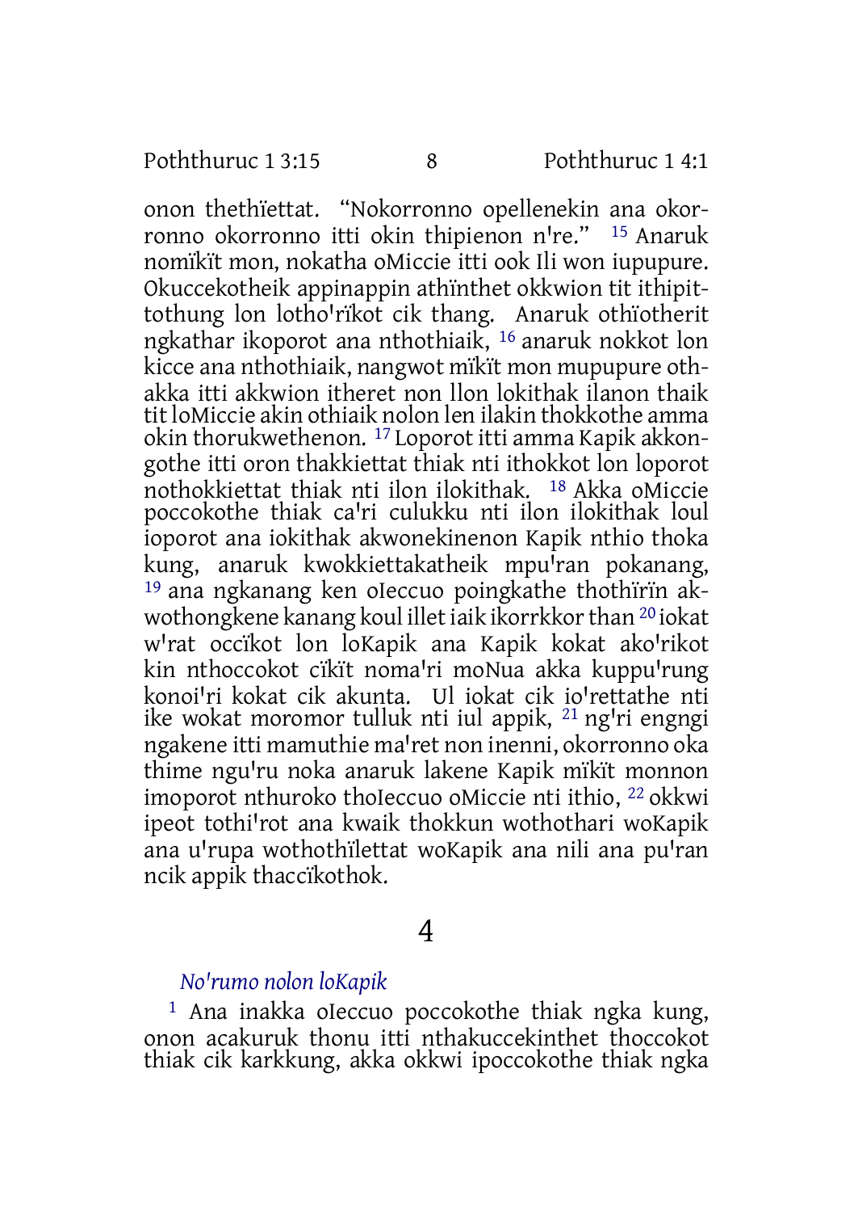onon thethïettat. “Nokorronno opellenekin ana okorronno okorronno itti okin thipienon n're.” [15] Anaruk nomïkït mon, nokatha oMiccie itti ook Ili won iupupure. Okuccekotheik appinappin athïnthet okkwion tit ithipittothung lon lotho'rïkot cik thang. Anaruk othïotherit ngkathar ikoporot ana nthothiaik, [16] anaruk nokkot lon kicce ana nthothiaik, nangwot mïkït mon mupupure othakka itti akkwion itheret non llon lokithak ilanon thaik tit loMiccie akin othiaik nolon len ilakin thokkothe amma okin thorukwethenon. [17] Loporot itti amma Kapik akkongothe itti oron thakkiettat thiak nti ithokkot lon loporot nothokkiettat thiak nti ilon ilokithak. [18] Akka oMiccie poccokothe thiak ca'ri culukku nti ilon ilokithak loul ioporot ana iokithak akwonekinenon Kapik nthio thoka kung, anaruk kwokkiettakatheik mpu'ran pokanang, [19] ana ngkanang ken oIeccuo poingkathe thothïrïn akwothongkene kanang koul illet iaik ikorrkkor than [20] iokat w'rat occïkot lon loKapik ana Kapik kokat ako'rikot kin nthoccokot cïkït noma'ri moNua akka kuppu'rung konoi'ri kokat cik akunta. Ul iokat cik io'rettathe nti ike wokat moromor tulluk nti iul appik, [21] ng'ri engngi ngakene itti mamuthie ma'ret non inenni, okorronno oka thime ngu'ru noka anaruk lakene Kapik mïkït monnon imoporot nthuroko thoIeccuo oMiccie nti ithio, [22] okkwi ipeot tothi'rot ana kwaik thokkun wothothari woKapik ana u'rupa wothothïlettat woKapik ana nili ana pu'ran ncik appik thaccïkothok.

# 4

### *No'rumo nolon loKapik*

[1] Ana inakka oIeccuo poccokothe thiak ngka kung, onon acakuruk thonu itti nthakuccekinthet thoccokot thiak cik karkkung, akka okkwi ipoccokothe thiak ngka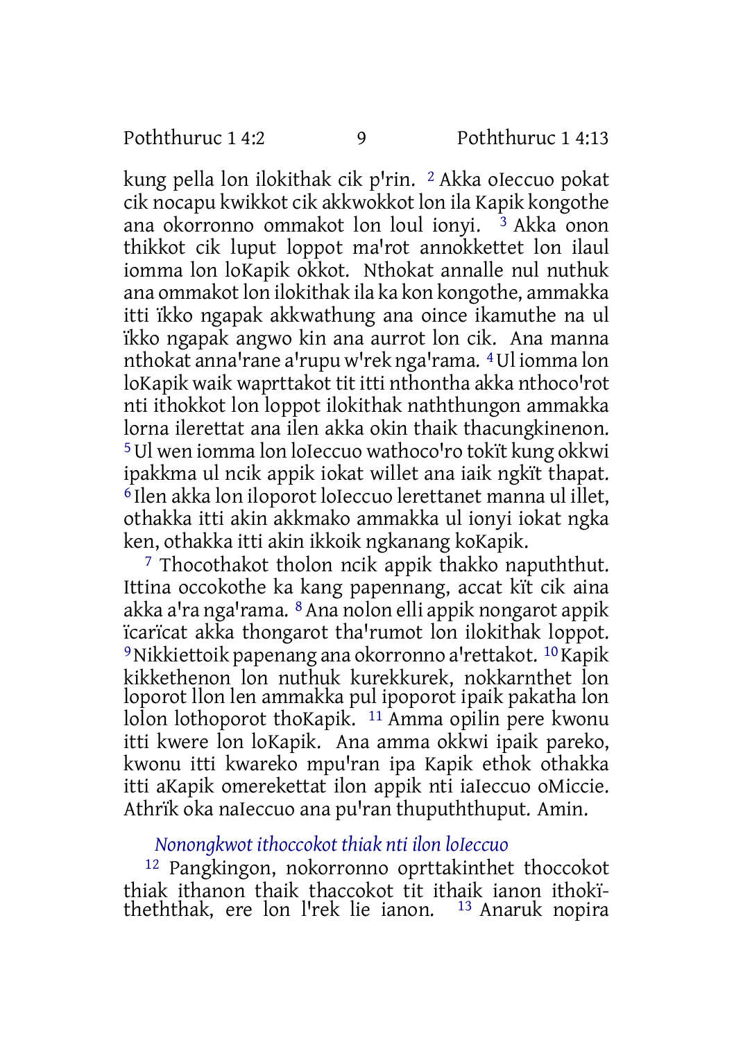kung pella lon ilokithak cik p'rin. [2] Akka oIeccuo pokat cik nocapu kwikkot cik akkwokkot lon ila Kapik kongothe ana okorronno ommakot lon loul ionyi. [3] Akka onon thikkot cik luput loppot ma'rot annokkettet lon ilaul iomma lon loKapik okkot. Nthokat annalle nul nuthuk ana ommakot lon ilokithak ila ka kon kongothe, ammakka itti ïkko ngapak akkwathung ana oince ikamuthe na ul ïkko ngapak angwo kin ana aurrot lon cik. Ana manna nthokat anna'rane a'rupu w'rek nga'rama. [4] Ul iomma lon loKapik waik waprttakot tit itti nthontha akka nthoco'rot nti ithokkot lon loppot ilokithak naththungon ammakka lorna ilerettat ana ilen akka okin thaik thacungkinenon. [5] Ul wen iomma lon loIeccuo wathoco'ro tokït kung okkwi ipakkma ul ncik appik iokat willet ana iaik ngkït thapat. [6] Ilen akka lon iloporot loIeccuo lerettanet manna ul illet, othakka itti akin akkmako ammakka ul ionyi iokat ngka ken, othakka itti akin ikkoik ngkanang koKapik.

[7] Thocothakot tholon ncik appik thakko napuththut. Ittina occokothe ka kang papennang, accat kït cik aina akka a'ra nga'rama. [8] Ana nolon elli appik nongarot appik ïcarïcat akka thongarot tha'rumot lon ilokithak loppot. [9] Nikkiettoik papenang ana okorronno a'rettakot. [10] Kapik kikkethenon lon nuthuk kurekkurek, nokkarnthet lon loporot llon len ammakka pul ipoporot ipaik pakatha lon lolon lothoporot thoKapik. [11] Amma opilin pere kwonu itti kwere lon loKapik. Ana amma okkwi ipaik pareko, kwonu itti kwareko mpu'ran ipa Kapik ethok othakka itti aKapik omerekettat ilon appik nti iaIeccuo oMiccie. Athrïk oka naIeccuo ana pu'ran thupuththuput. Amin.

### *Nonongkwot ithoccokot thiak nti ilon loIeccuo*

[12] Pangkingon, nokorronno oprttakinthet thoccokot thiak ithanon thaik thaccokot tit ithaik ianon ithokïtheththak, ere lon l'rek lie ianon. [13] Anaruk nopira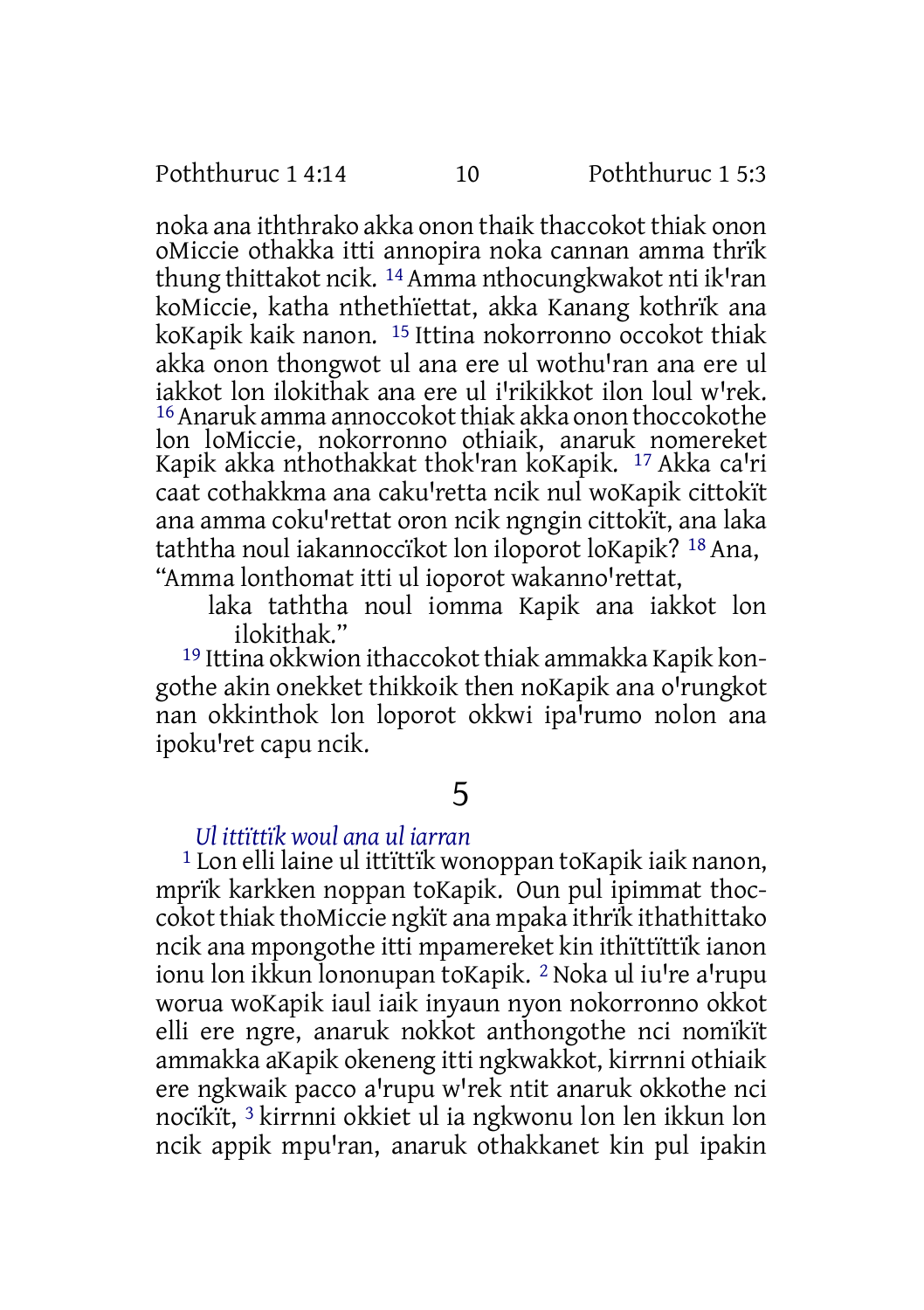noka ana iththrako akka onon thaik thaccokot thiak onon oMiccie othakka itti annopira noka cannan amma thrïk thung thittakot ncik. [14] Amma nthocungkwakot nti ik'ran koMiccie, katha nthethïettat, akka Kanang kothrïk ana koKapik kaik nanon. [15] Ittina nokorronno occokot thiak akka onon thongwot ul ana ere ul wothu'ran ana ere ul iakkot lon ilokithak ana ere ul i'rikikkot ilon loul w'rek. [16] Anaruk amma annoccokot thiak akka onon thoccokothe lon loMiccie, nokorronno othiaik, anaruk nomereket Kapik akka nthothakkat thok'ran koKapik. [17] Akka ca'ri caat cothakkma ana caku'retta ncik nul woKapik cittokït ana amma coku'rettat oron ncik ngngin cittokït, ana laka taththa noul iakannoccïkot lon iloporot loKapik? [18] Ana, “Amma lonthomat itti ul ioporot wakanno'rettat,

> laka taththa noul iomma Kapik ana iakkot lon ilokithak.”

[19] Ittina okkwion ithaccokot thiak ammakka Kapik kongothe akin onekket thikkoik then noKapik ana o'rungkot nan okkinthok lon loporot okkwi ipa'rumo nolon ana ipoku'ret capu ncik.

# 5

### *Ul ittïttïk woul ana ul iarran*

[1] Lon elli laine ul ittïttïk wonoppan toKapik iaik nanon, mprïk karkken noppan toKapik. Oun pul ipimmat thoccokot thiak thoMiccie ngkït ana mpaka ithrïk ithathittako ncik ana mpongothe itti mpamereket kin ithïttïttïk ianon ionu lon ikkun lononupan toKapik. [2] Noka ul iu're a'rupu worua woKapik iaul iaik inyaun nyon nokorronno okkot elli ere ngre, anaruk nokkot anthongothe nci nomïkït ammakka aKapik okeneng itti ngkwakkot, kirrnni othiaik ere ngkwaik pacco a'rupu w'rek ntit anaruk okkothe nci nocïkït, [3] kirrnni okkiet ul ia ngkwonu lon len ikkun lon ncik appik mpu'ran, anaruk othakkanet kin pul ipakin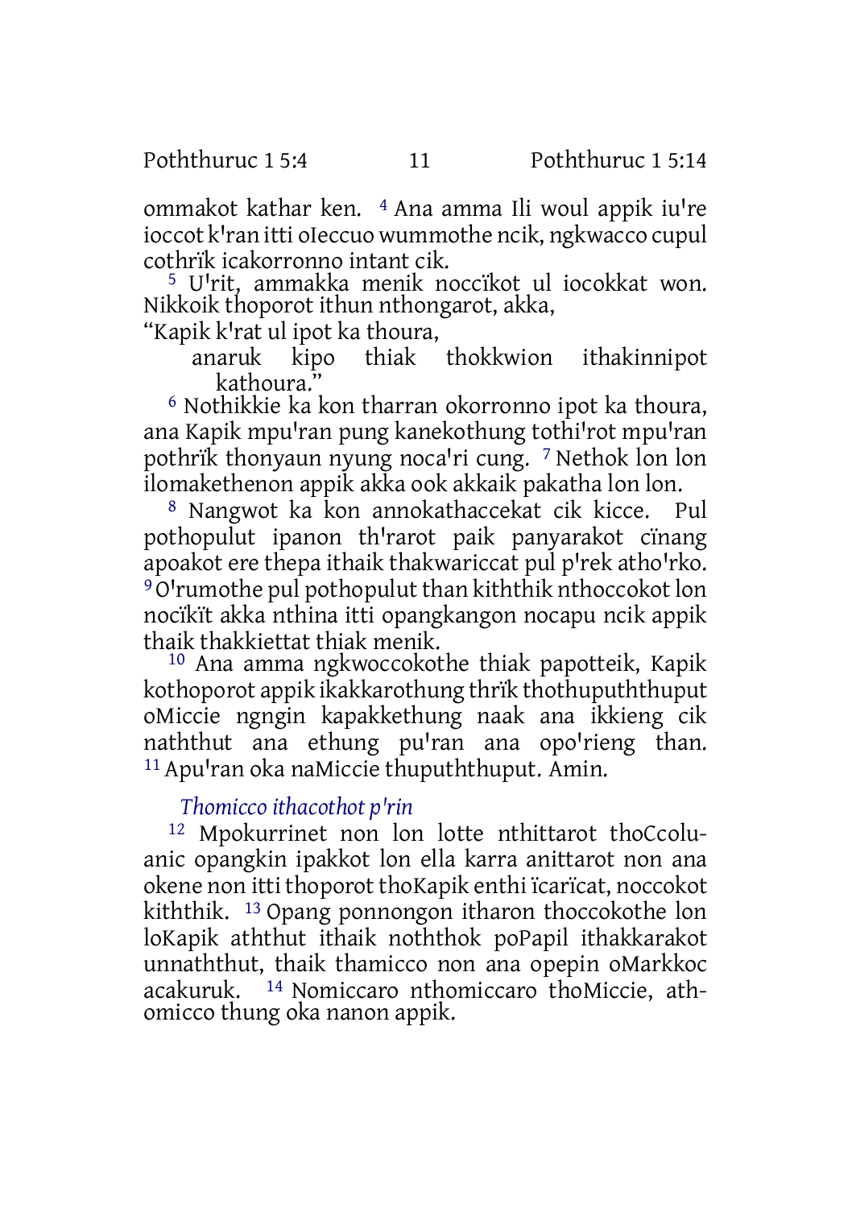ommakot kathar ken. [4] Ana amma Ili woul appik iu're ioccot k'ran itti oIeccuo wummothe ncik, ngkwacco cupul cothrïk icakorronno intant cik.

[5] U'rit, ammakka menik noccïkot ul iocokkat won. Nikkoik thoporot ithun nthongarot, akka,

"Kapik k'rat ul ipot ka thoura,
anaruk kipo thiak thokkwion ithakinnipot kathoura."

[6] Nothikkie ka kon tharran okorronno ipot ka thoura, ana Kapik mpu'ran pung kanekothung tothi'rot mpu'ran pothrïk thonyaun nyung noca'ri cung. [7] Nethok lon lon ilomakethenon appik akka ook akkaik pakatha lon lon.

[8] Nangwot ka kon annokathaccekat cik kicce. Pul pothopulut ipanon th'rarot paik panyarakot cïnang apoakot ere thepa ithaik thakwariccat pul p'rek atho'rko. [9] O'rumothe pul pothopulut than kiththik nthoccokot lon nocïkït akka nthina itti opangkangon nocapu ncik appik thaik thakkiettat thiak menik.

[10] Ana amma ngkwoccokothe thiak papotteik, Kapik kothoporot appik ikakkarothung thrïk thothupuththuput oMiccie ngngin kapakkethung naak ana ikkieng cik naththut ana ethung pu'ran ana opo'rieng than. [11] Apu'ran oka naMiccie thupuththuput. Amin.

### *Thomicco ithacothot p'rin*

[12] Mpokurrinet non lon lotte nthittarot thoCcoluanic opangkin ipakkot lon ella karra anittarot non ana okene non itti thoporot thoKapik enthi ïcarïcat, noccokot kiththik. [13] Opang ponnongon itharon thoccokothe lon loKapik aththut ithaik noththok poPapil ithakkarakot unnaththut, thaik thamicco non ana opepin oMarkkoc acakuruk. [14] Nomiccaro nthomiccaro thoMiccie, athomicco thung oka nanon appik.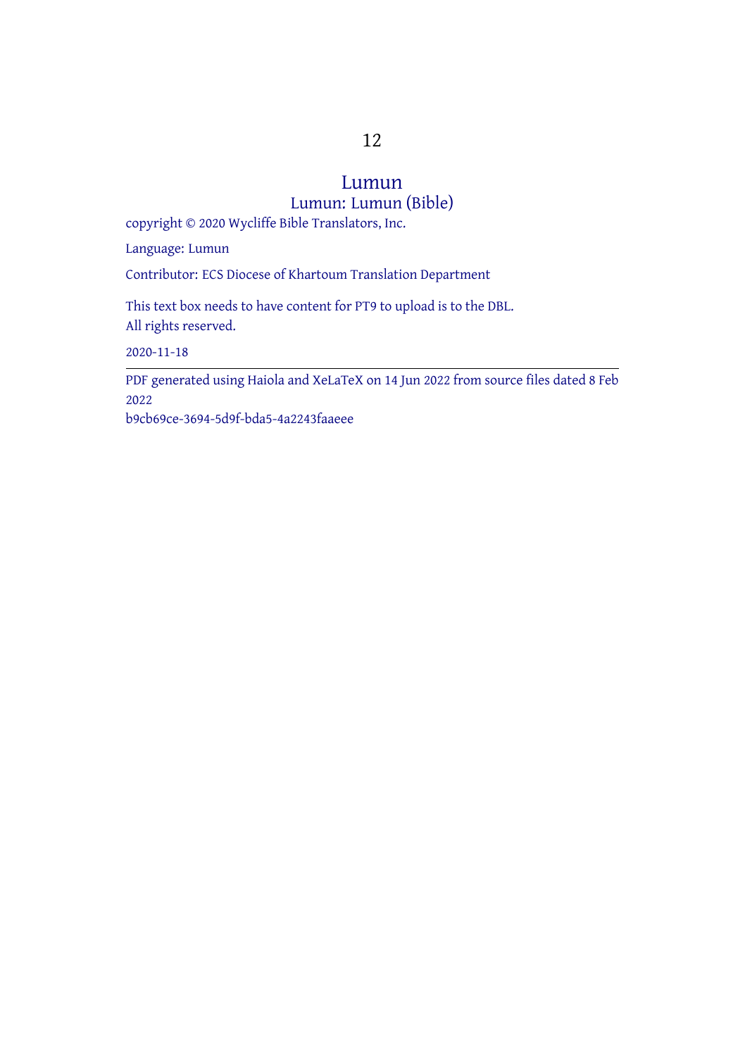# Lumun

## Lumun: Lumun (Bible)

copyright © 2020 Wycliffe Bible Translators, Inc.

Language: Lumun

Contributor: ECS Diocese of Khartoum Translation Department

This text box needs to have content for PT9 to upload is to the DBL.
All rights reserved.

2020-11-18

---

PDF generated using Haiola and XeLaTeX on 14 Jun 2022 from source files dated 8 Feb 2022
b9cb69ce-3694-5d9f-bda5-4a2243faaeee